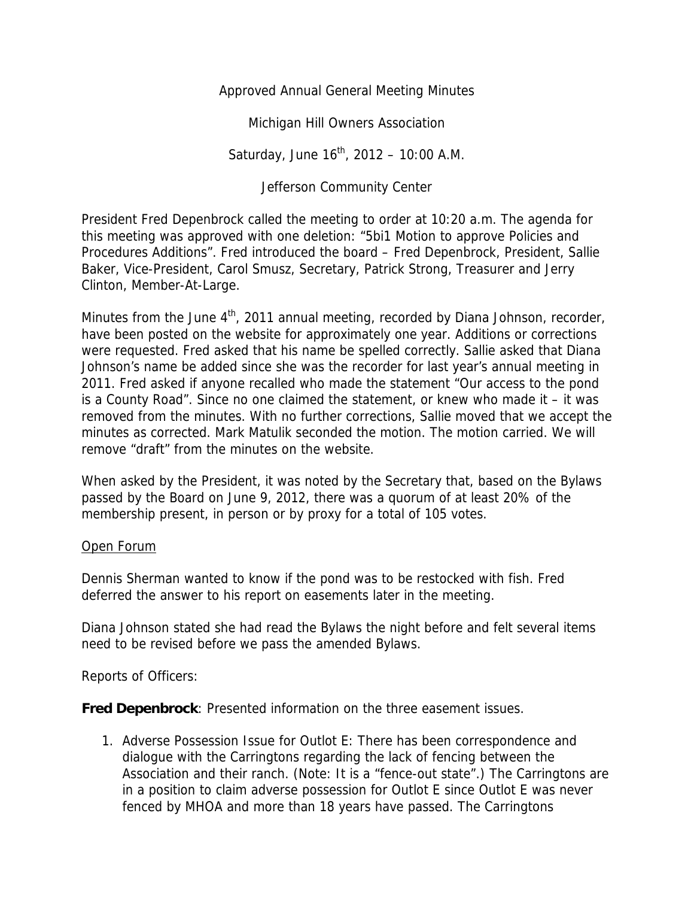Approved Annual General Meeting Minutes

Michigan Hill Owners Association

Saturday, June 16th, 2012 – 10:00 A.M.

Jefferson Community Center

President Fred Depenbrock called the meeting to order at 10:20 a.m. The agenda for this meeting was approved with one deletion: "5bi1 Motion to approve Policies and Procedures Additions". Fred introduced the board – Fred Depenbrock, President, Sallie Baker, Vice-President, Carol Smusz, Secretary, Patrick Strong, Treasurer and Jerry Clinton, Member-At-Large.

Minutes from the June 4th, 2011 annual meeting, recorded by Diana Johnson, recorder, have been posted on the website for approximately one year. Additions or corrections were requested. Fred asked that his name be spelled correctly. Sallie asked that Diana Johnson's name be added since she was the recorder for last year's annual meeting in 2011. Fred asked if anyone recalled who made the statement "Our access to the pond is a County Road". Since no one claimed the statement, or knew who made it – it was removed from the minutes. With no further corrections, Sallie moved that we accept the minutes as corrected. Mark Matulik seconded the motion. The motion carried. We will remove "draft" from the minutes on the website.

When asked by the President, it was noted by the Secretary that, based on the Bylaws passed by the Board on June 9, 2012, there was a quorum of at least 20% of the membership present, in person or by proxy for a total of 105 votes.

Open Forum

Dennis Sherman wanted to know if the pond was to be restocked with fish. Fred deferred the answer to his report on easements later in the meeting.

Diana Johnson stated she had read the Bylaws the night before and felt several items need to be revised before we pass the amended Bylaws.

Reports of Officers:

**Fred Depenbrock**: Presented information on the three easement issues.

1. Adverse Possession Issue for Outlot E: There has been correspondence and dialogue with the Carringtons regarding the lack of fencing between the Association and their ranch. (Note: It is a "fence-out state".) The Carringtons are in a position to claim adverse possession for Outlot E since Outlot E was never fenced by MHOA and more than 18 years have passed. The Carringtons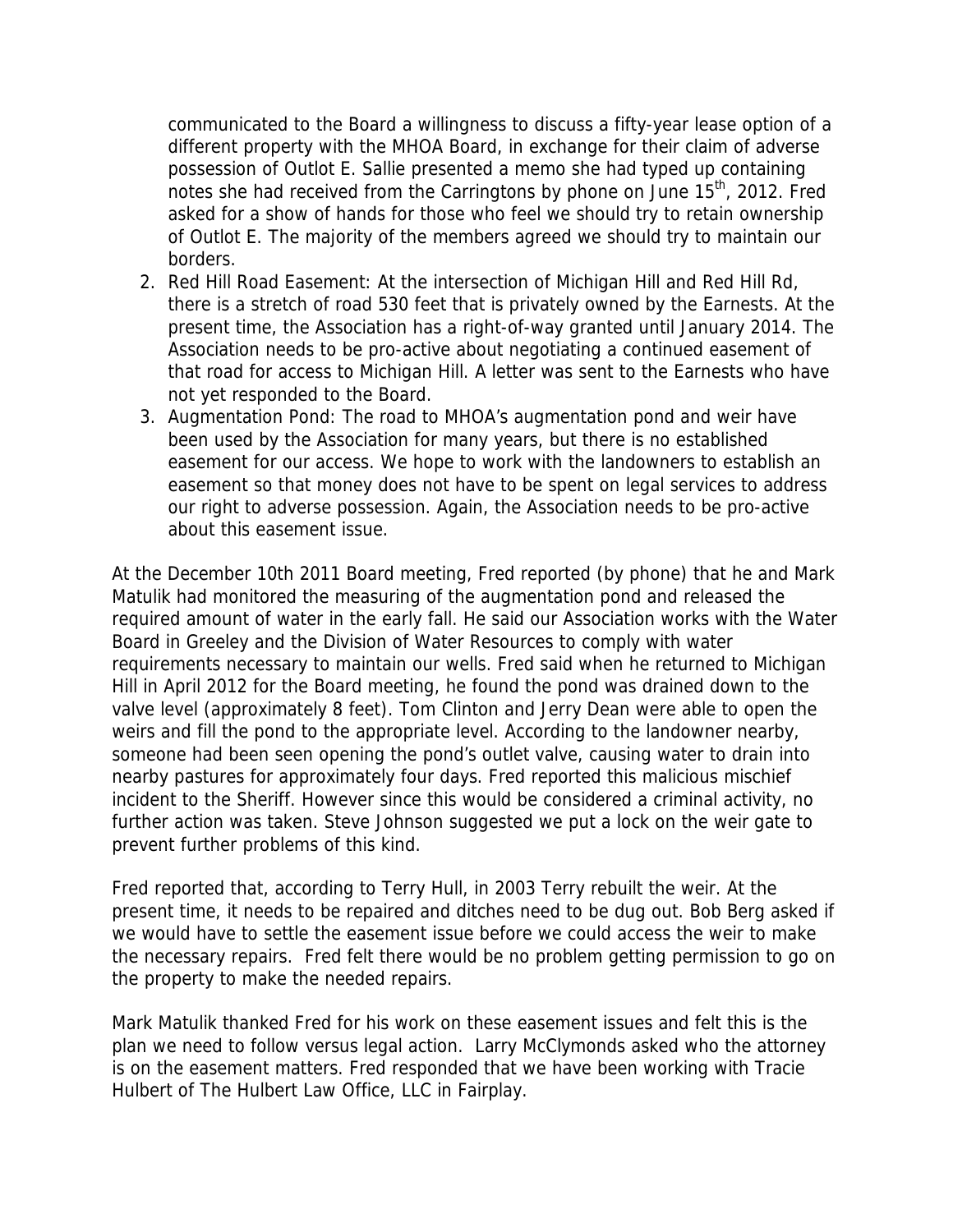communicated to the Board a willingness to discuss a fifty-year lease option of a different property with the MHOA Board, in exchange for their claim of adverse possession of Outlot E. Sallie presented a memo she had typed up containing notes she had received from the Carringtons by phone on June 15th, 2012. Fred asked for a show of hands for those who feel we should try to retain ownership of Outlot E. The majority of the members agreed we should try to maintain our borders.

2. Red Hill Road Easement: At the intersection of Michigan Hill and Red Hill Rd, there is a stretch of road 530 feet that is privately owned by the Earnests. At the present time, the Association has a right-of-way granted until January 2014. The Association needs to be pro-active about negotiating a continued easement of that road for access to Michigan Hill. A letter was sent to the Earnests who have not yet responded to the Board.
3. Augmentation Pond: The road to MHOA's augmentation pond and weir have been used by the Association for many years, but there is no established easement for our access. We hope to work with the landowners to establish an easement so that money does not have to be spent on legal services to address our right to adverse possession. Again, the Association needs to be pro-active about this easement issue.

At the December 10th 2011 Board meeting, Fred reported (by phone) that he and Mark Matulik had monitored the measuring of the augmentation pond and released the required amount of water in the early fall. He said our Association works with the Water Board in Greeley and the Division of Water Resources to comply with water requirements necessary to maintain our wells. Fred said when he returned to Michigan Hill in April 2012 for the Board meeting, he found the pond was drained down to the valve level (approximately 8 feet). Tom Clinton and Jerry Dean were able to open the weirs and fill the pond to the appropriate level. According to the landowner nearby, someone had been seen opening the pond's outlet valve, causing water to drain into nearby pastures for approximately four days. Fred reported this malicious mischief incident to the Sheriff. However since this would be considered a criminal activity, no further action was taken. Steve Johnson suggested we put a lock on the weir gate to prevent further problems of this kind.

Fred reported that, according to Terry Hull, in 2003 Terry rebuilt the weir. At the present time, it needs to be repaired and ditches need to be dug out. Bob Berg asked if we would have to settle the easement issue before we could access the weir to make the necessary repairs. Fred felt there would be no problem getting permission to go on the property to make the needed repairs.

Mark Matulik thanked Fred for his work on these easement issues and felt this is the plan we need to follow versus legal action. Larry McClymonds asked who the attorney is on the easement matters. Fred responded that we have been working with Tracie Hulbert of The Hulbert Law Office, LLC in Fairplay.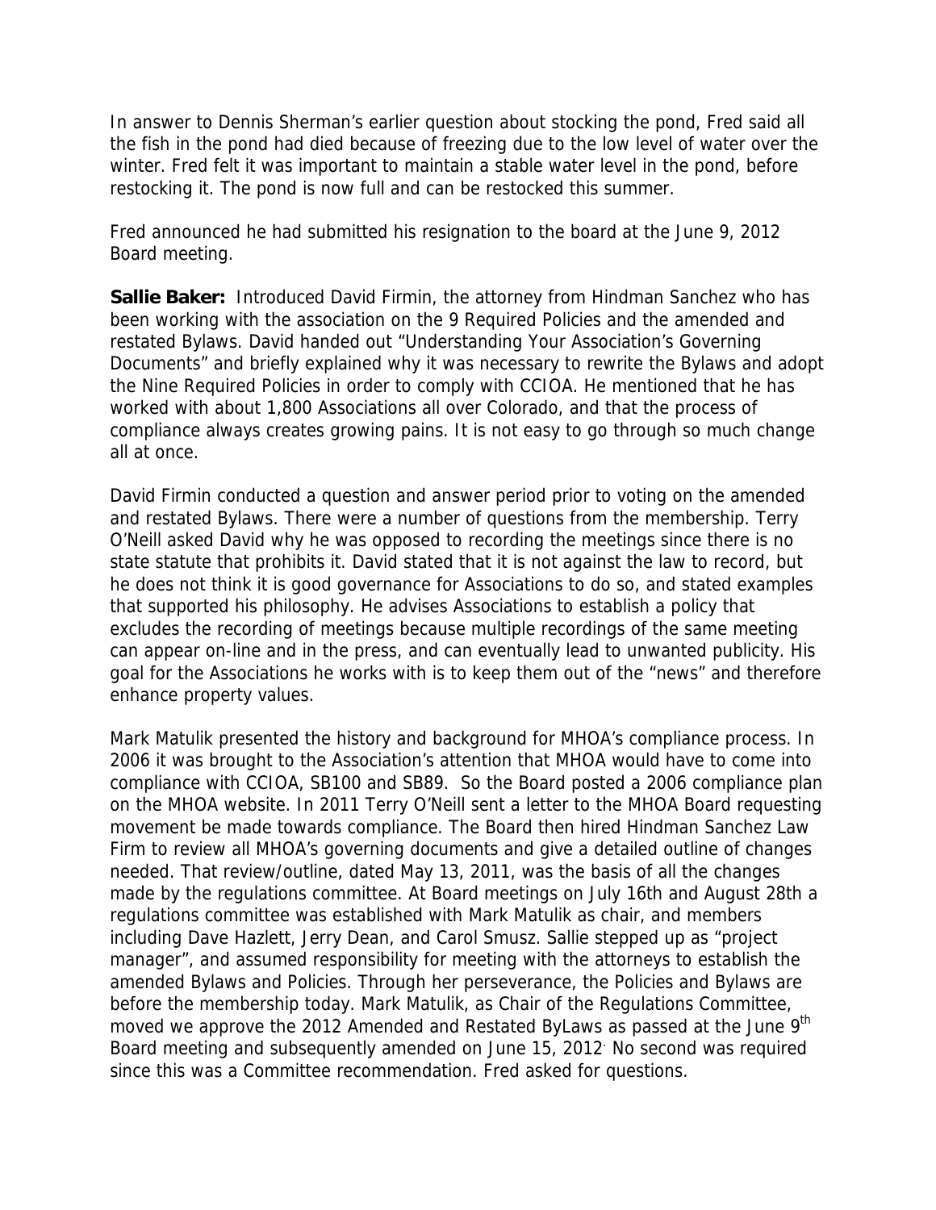In answer to Dennis Sherman's earlier question about stocking the pond, Fred said all the fish in the pond had died because of freezing due to the low level of water over the winter. Fred felt it was important to maintain a stable water level in the pond, before restocking it. The pond is now full and can be restocked this summer.

Fred announced he had submitted his resignation to the board at the June 9, 2012 Board meeting.

**Sallie Baker:** Introduced David Firmin, the attorney from Hindman Sanchez who has been working with the association on the 9 Required Policies and the amended and restated Bylaws. David handed out "Understanding Your Association's Governing Documents" and briefly explained why it was necessary to rewrite the Bylaws and adopt the Nine Required Policies in order to comply with CCIOA. He mentioned that he has worked with about 1,800 Associations all over Colorado, and that the process of compliance always creates growing pains. It is not easy to go through so much change all at once.

David Firmin conducted a question and answer period prior to voting on the amended and restated Bylaws. There were a number of questions from the membership. Terry O'Neill asked David why he was opposed to recording the meetings since there is no state statute that prohibits it. David stated that it is not against the law to record, but he does not think it is good governance for Associations to do so, and stated examples that supported his philosophy. He advises Associations to establish a policy that excludes the recording of meetings because multiple recordings of the same meeting can appear on-line and in the press, and can eventually lead to unwanted publicity. His goal for the Associations he works with is to keep them out of the "news" and therefore enhance property values.

Mark Matulik presented the history and background for MHOA's compliance process. In 2006 it was brought to the Association's attention that MHOA would have to come into compliance with CCIOA, SB100 and SB89. So the Board posted a 2006 compliance plan on the MHOA website. In 2011 Terry O'Neill sent a letter to the MHOA Board requesting movement be made towards compliance. The Board then hired Hindman Sanchez Law Firm to review all MHOA's governing documents and give a detailed outline of changes needed. That review/outline, dated May 13, 2011, was the basis of all the changes made by the regulations committee. At Board meetings on July 16th and August 28th a regulations committee was established with Mark Matulik as chair, and members including Dave Hazlett, Jerry Dean, and Carol Smusz. Sallie stepped up as "project manager", and assumed responsibility for meeting with the attorneys to establish the amended Bylaws and Policies. Through her perseverance, the Policies and Bylaws are before the membership today. Mark Matulik, as Chair of the Regulations Committee, moved we approve the 2012 Amended and Restated ByLaws as passed at the June 9th Board meeting and subsequently amended on June 15, 2012. No second was required since this was a Committee recommendation. Fred asked for questions.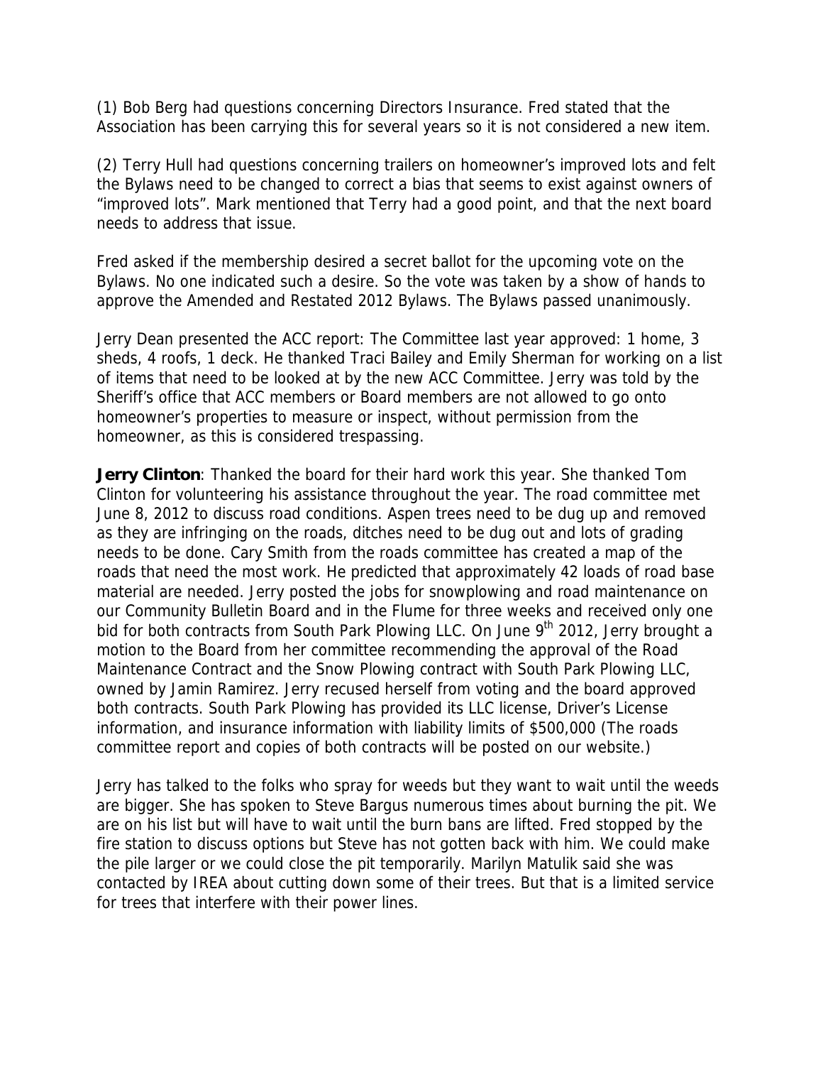(1) Bob Berg had questions concerning Directors Insurance. Fred stated that the Association has been carrying this for several years so it is not considered a new item.

(2) Terry Hull had questions concerning trailers on homeowner's improved lots and felt the Bylaws need to be changed to correct a bias that seems to exist against owners of "improved lots". Mark mentioned that Terry had a good point, and that the next board needs to address that issue.

Fred asked if the membership desired a secret ballot for the upcoming vote on the Bylaws. No one indicated such a desire. So the vote was taken by a show of hands to approve the Amended and Restated 2012 Bylaws. The Bylaws passed unanimously.

Jerry Dean presented the ACC report: The Committee last year approved: 1 home, 3 sheds, 4 roofs, 1 deck. He thanked Traci Bailey and Emily Sherman for working on a list of items that need to be looked at by the new ACC Committee. Jerry was told by the Sheriff's office that ACC members or Board members are not allowed to go onto homeowner's properties to measure or inspect, without permission from the homeowner, as this is considered trespassing.

**Jerry Clinton**: Thanked the board for their hard work this year. She thanked Tom Clinton for volunteering his assistance throughout the year. The road committee met June 8, 2012 to discuss road conditions. Aspen trees need to be dug up and removed as they are infringing on the roads, ditches need to be dug out and lots of grading needs to be done. Cary Smith from the roads committee has created a map of the roads that need the most work. He predicted that approximately 42 loads of road base material are needed. Jerry posted the jobs for snowplowing and road maintenance on our Community Bulletin Board and in the Flume for three weeks and received only one bid for both contracts from South Park Plowing LLC. On June 9th 2012, Jerry brought a motion to the Board from her committee recommending the approval of the Road Maintenance Contract and the Snow Plowing contract with South Park Plowing LLC, owned by Jamin Ramirez. Jerry recused herself from voting and the board approved both contracts. South Park Plowing has provided its LLC license, Driver's License information, and insurance information with liability limits of $500,000 (The roads committee report and copies of both contracts will be posted on our website.)

Jerry has talked to the folks who spray for weeds but they want to wait until the weeds are bigger. She has spoken to Steve Bargus numerous times about burning the pit. We are on his list but will have to wait until the burn bans are lifted. Fred stopped by the fire station to discuss options but Steve has not gotten back with him. We could make the pile larger or we could close the pit temporarily. Marilyn Matulik said she was contacted by IREA about cutting down some of their trees. But that is a limited service for trees that interfere with their power lines.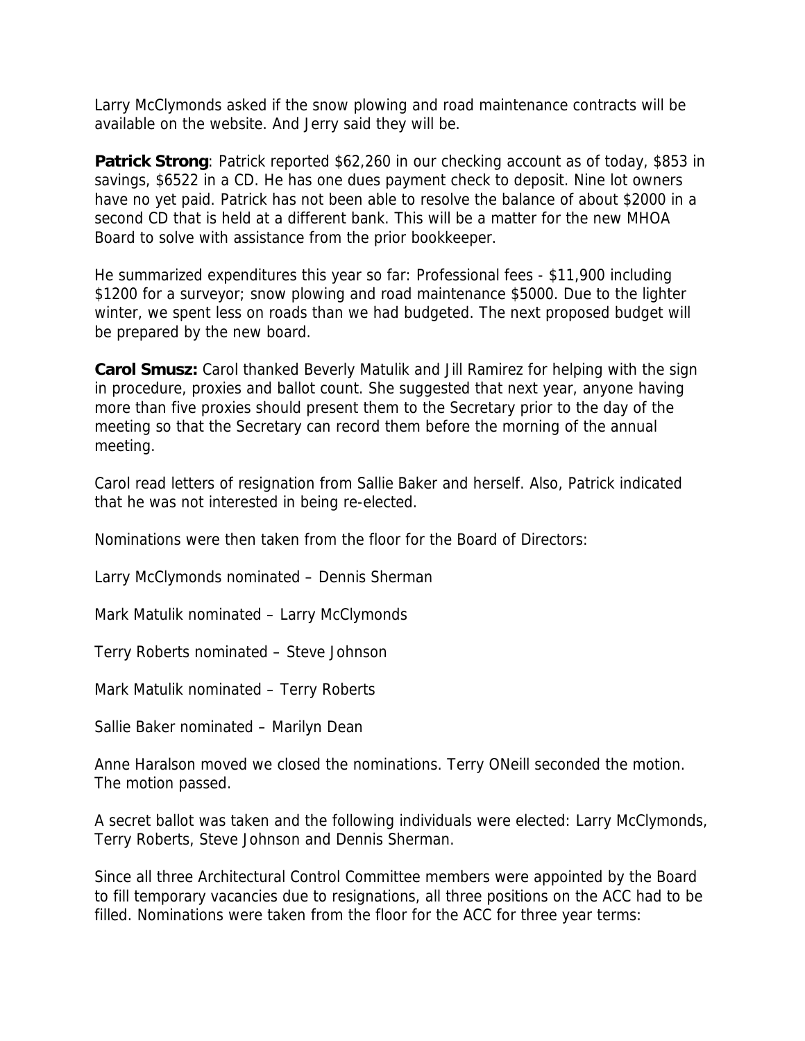Larry McClymonds asked if the snow plowing and road maintenance contracts will be available on the website. And Jerry said they will be.

**Patrick Strong**: Patrick reported $62,260 in our checking account as of today, $853 in savings, $6522 in a CD. He has one dues payment check to deposit. Nine lot owners have no yet paid. Patrick has not been able to resolve the balance of about $2000 in a second CD that is held at a different bank. This will be a matter for the new MHOA Board to solve with assistance from the prior bookkeeper.

He summarized expenditures this year so far: Professional fees - $11,900 including $1200 for a surveyor; snow plowing and road maintenance $5000. Due to the lighter winter, we spent less on roads than we had budgeted. The next proposed budget will be prepared by the new board.

**Carol Smusz:** Carol thanked Beverly Matulik and Jill Ramirez for helping with the sign in procedure, proxies and ballot count. She suggested that next year, anyone having more than five proxies should present them to the Secretary prior to the day of the meeting so that the Secretary can record them before the morning of the annual meeting.

Carol read letters of resignation from Sallie Baker and herself. Also, Patrick indicated that he was not interested in being re-elected.

Nominations were then taken from the floor for the Board of Directors:

Larry McClymonds nominated – Dennis Sherman

Mark Matulik nominated – Larry McClymonds

Terry Roberts nominated – Steve Johnson

Mark Matulik nominated – Terry Roberts

Sallie Baker nominated – Marilyn Dean

Anne Haralson moved we closed the nominations. Terry ONeill seconded the motion. The motion passed.

A secret ballot was taken and the following individuals were elected: Larry McClymonds, Terry Roberts, Steve Johnson and Dennis Sherman.

Since all three Architectural Control Committee members were appointed by the Board to fill temporary vacancies due to resignations, all three positions on the ACC had to be filled. Nominations were taken from the floor for the ACC for three year terms: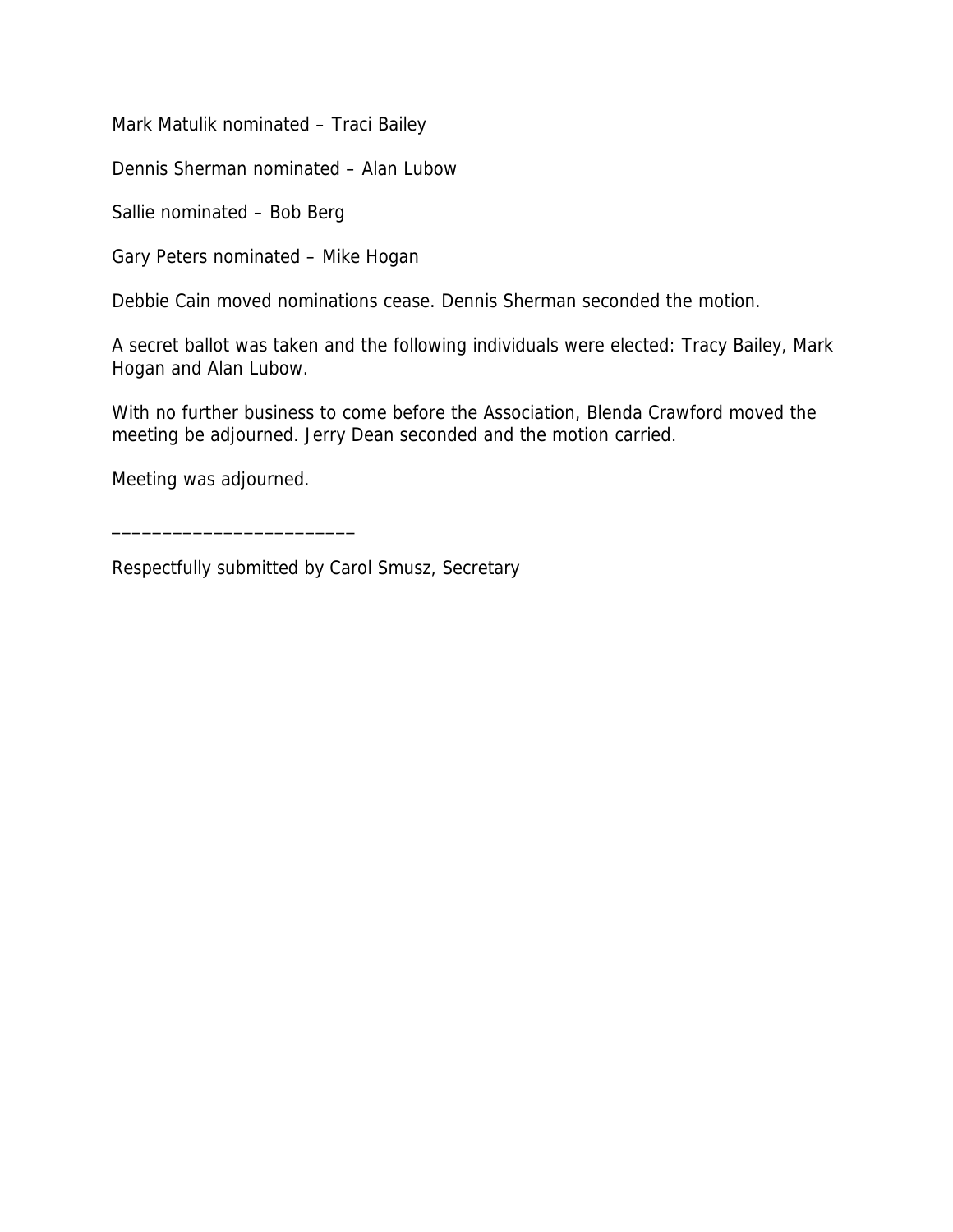Mark Matulik nominated – Traci Bailey

Dennis Sherman nominated – Alan Lubow

Sallie nominated – Bob Berg

Gary Peters nominated – Mike Hogan

Debbie Cain moved nominations cease. Dennis Sherman seconded the motion.

A secret ballot was taken and the following individuals were elected: Tracy Bailey, Mark Hogan and Alan Lubow.

With no further business to come before the Association, Blenda Crawford moved the meeting be adjourned. Jerry Dean seconded and the motion carried.

Meeting was adjourned.

________________________

Respectfully submitted by Carol Smusz, Secretary